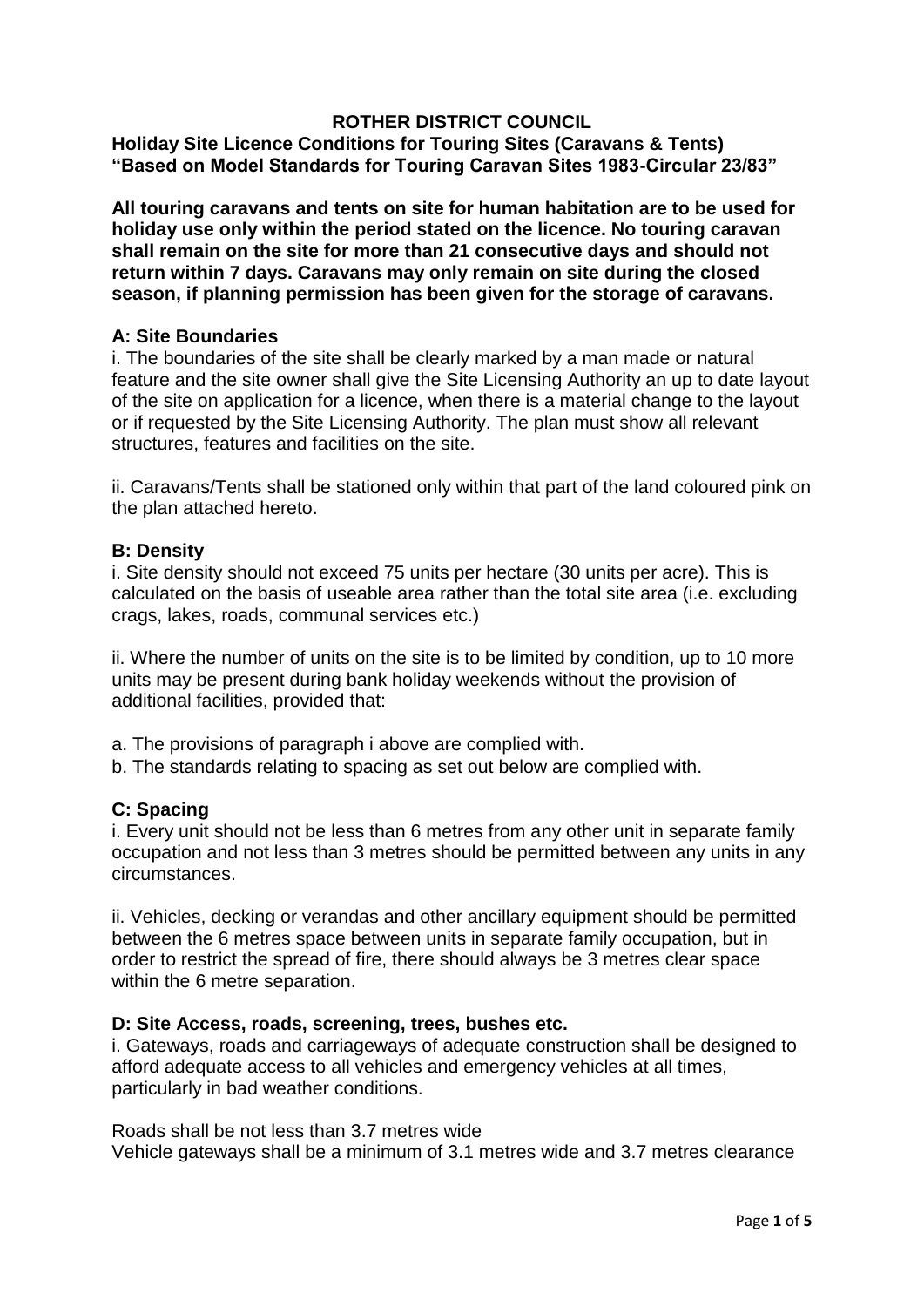# ROTHER DISTRICT COUNCIL

**Holiday Site Licence Conditions for Touring Sites (Caravans & Tents)**
**"Based on Model Standards for Touring Caravan Sites 1983-Circular 23/83"**

**All touring caravans and tents on site for human habitation are to be used for holiday use only within the period stated on the licence. No touring caravan shall remain on the site for more than 21 consecutive days and should not return within 7 days. Caravans may only remain on site during the closed season, if planning permission has been given for the storage of caravans.**

## A: Site Boundaries

i. The boundaries of the site shall be clearly marked by a man made or natural feature and the site owner shall give the Site Licensing Authority an up to date layout of the site on application for a licence, when there is a material change to the layout or if requested by the Site Licensing Authority. The plan must show all relevant structures, features and facilities on the site.

ii. Caravans/Tents shall be stationed only within that part of the land coloured pink on the plan attached hereto.

## B: Density

i. Site density should not exceed 75 units per hectare (30 units per acre). This is calculated on the basis of useable area rather than the total site area (i.e. excluding crags, lakes, roads, communal services etc.)

ii. Where the number of units on the site is to be limited by condition, up to 10 more units may be present during bank holiday weekends without the provision of additional facilities, provided that:

a. The provisions of paragraph i above are complied with.
b. The standards relating to spacing as set out below are complied with.

## C: Spacing

i. Every unit should not be less than 6 metres from any other unit in separate family occupation and not less than 3 metres should be permitted between any units in any circumstances.

ii. Vehicles, decking or verandas and other ancillary equipment should be permitted between the 6 metres space between units in separate family occupation, but in order to restrict the spread of fire, there should always be 3 metres clear space within the 6 metre separation.

## D: Site Access, roads, screening, trees, bushes etc.

i. Gateways, roads and carriageways of adequate construction shall be designed to afford adequate access to all vehicles and emergency vehicles at all times, particularly in bad weather conditions.

Roads shall be not less than 3.7 metres wide
Vehicle gateways shall be a minimum of 3.1 metres wide and 3.7 metres clearance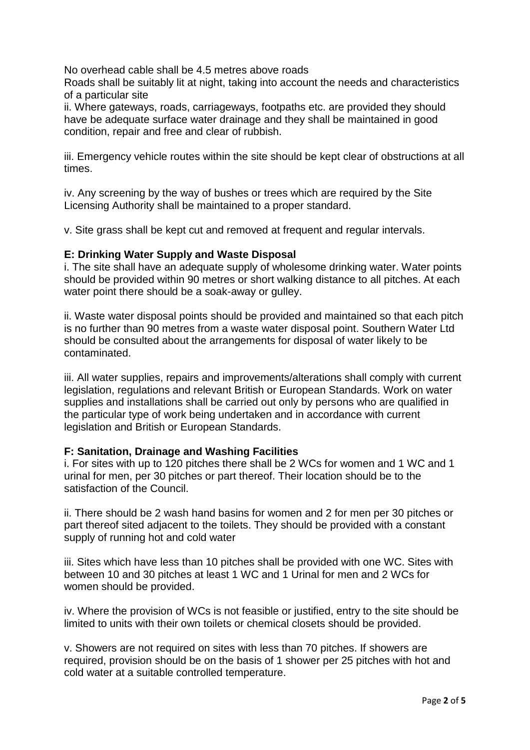No overhead cable shall be 4.5 metres above roads
Roads shall be suitably lit at night, taking into account the needs and characteristics of a particular site

ii. Where gateways, roads, carriageways, footpaths etc. are provided they should have be adequate surface water drainage and they shall be maintained in good condition, repair and free and clear of rubbish.

iii. Emergency vehicle routes within the site should be kept clear of obstructions at all times.

iv. Any screening by the way of bushes or trees which are required by the Site Licensing Authority shall be maintained to a proper standard.

v. Site grass shall be kept cut and removed at frequent and regular intervals.

**E: Drinking Water Supply and Waste Disposal**

i. The site shall have an adequate supply of wholesome drinking water. Water points should be provided within 90 metres or short walking distance to all pitches. At each water point there should be a soak-away or gulley.

ii. Waste water disposal points should be provided and maintained so that each pitch is no further than 90 metres from a waste water disposal point. Southern Water Ltd should be consulted about the arrangements for disposal of water likely to be contaminated.

iii. All water supplies, repairs and improvements/alterations shall comply with current legislation, regulations and relevant British or European Standards. Work on water supplies and installations shall be carried out only by persons who are qualified in the particular type of work being undertaken and in accordance with current legislation and British or European Standards.

**F: Sanitation, Drainage and Washing Facilities**

i. For sites with up to 120 pitches there shall be 2 WCs for women and 1 WC and 1 urinal for men, per 30 pitches or part thereof. Their location should be to the satisfaction of the Council.

ii. There should be 2 wash hand basins for women and 2 for men per 30 pitches or part thereof sited adjacent to the toilets. They should be provided with a constant supply of running hot and cold water

iii. Sites which have less than 10 pitches shall be provided with one WC. Sites with between 10 and 30 pitches at least 1 WC and 1 Urinal for men and 2 WCs for women should be provided.

iv. Where the provision of WCs is not feasible or justified, entry to the site should be limited to units with their own toilets or chemical closets should be provided.

v. Showers are not required on sites with less than 70 pitches. If showers are required, provision should be on the basis of 1 shower per 25 pitches with hot and cold water at a suitable controlled temperature.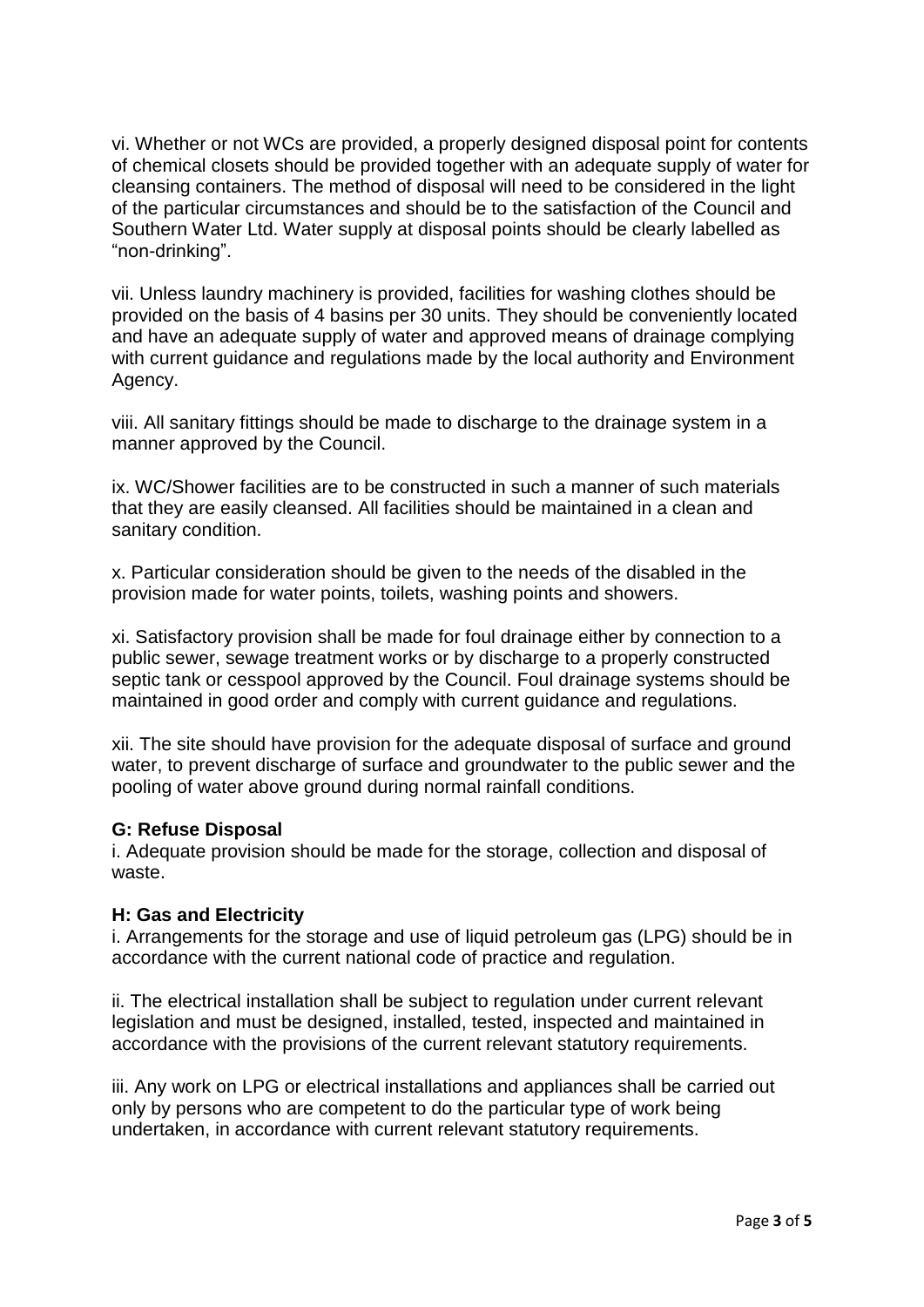vi. Whether or not WCs are provided, a properly designed disposal point for contents of chemical closets should be provided together with an adequate supply of water for cleansing containers. The method of disposal will need to be considered in the light of the particular circumstances and should be to the satisfaction of the Council and Southern Water Ltd. Water supply at disposal points should be clearly labelled as "non-drinking".

vii. Unless laundry machinery is provided, facilities for washing clothes should be provided on the basis of 4 basins per 30 units. They should be conveniently located and have an adequate supply of water and approved means of drainage complying with current guidance and regulations made by the local authority and Environment Agency.

viii. All sanitary fittings should be made to discharge to the drainage system in a manner approved by the Council.

ix. WC/Shower facilities are to be constructed in such a manner of such materials that they are easily cleansed. All facilities should be maintained in a clean and sanitary condition.

x. Particular consideration should be given to the needs of the disabled in the provision made for water points, toilets, washing points and showers.

xi. Satisfactory provision shall be made for foul drainage either by connection to a public sewer, sewage treatment works or by discharge to a properly constructed septic tank or cesspool approved by the Council. Foul drainage systems should be maintained in good order and comply with current guidance and regulations.

xii. The site should have provision for the adequate disposal of surface and ground water, to prevent discharge of surface and groundwater to the public sewer and the pooling of water above ground during normal rainfall conditions.

**G: Refuse Disposal**

i. Adequate provision should be made for the storage, collection and disposal of waste.

**H: Gas and Electricity**

i. Arrangements for the storage and use of liquid petroleum gas (LPG) should be in accordance with the current national code of practice and regulation.

ii. The electrical installation shall be subject to regulation under current relevant legislation and must be designed, installed, tested, inspected and maintained in accordance with the provisions of the current relevant statutory requirements.

iii. Any work on LPG or electrical installations and appliances shall be carried out only by persons who are competent to do the particular type of work being undertaken, in accordance with current relevant statutory requirements.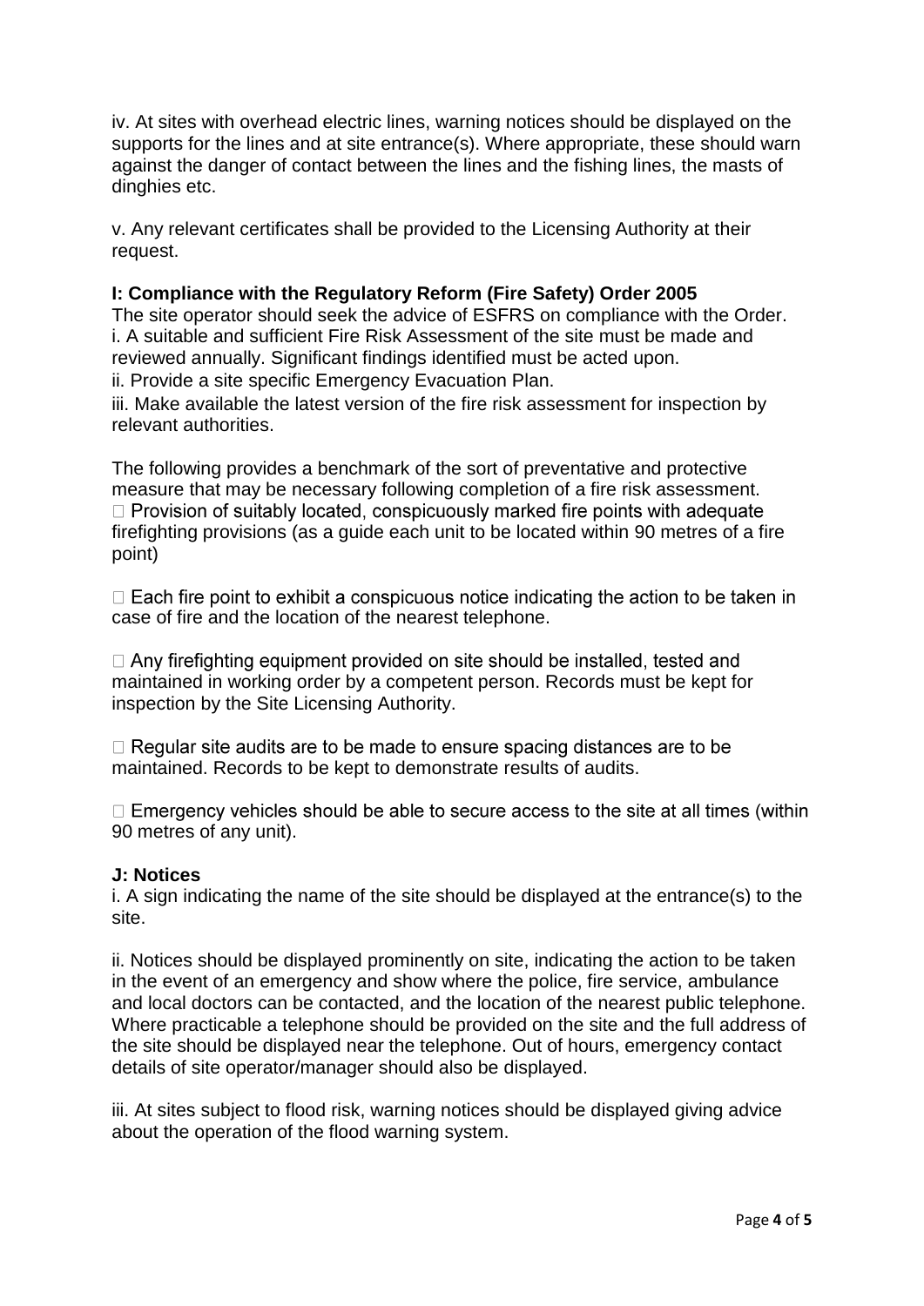iv. At sites with overhead electric lines, warning notices should be displayed on the supports for the lines and at site entrance(s). Where appropriate, these should warn against the danger of contact between the lines and the fishing lines, the masts of dinghies etc.

v. Any relevant certificates shall be provided to the Licensing Authority at their request.

**I: Compliance with the Regulatory Reform (Fire Safety) Order 2005**

The site operator should seek the advice of ESFRS on compliance with the Order.

i. A suitable and sufficient Fire Risk Assessment of the site must be made and reviewed annually. Significant findings identified must be acted upon.

ii. Provide a site specific Emergency Evacuation Plan.

iii. Make available the latest version of the fire risk assessment for inspection by relevant authorities.

The following provides a benchmark of the sort of preventative and protective measure that may be necessary following completion of a fire risk assessment.

- Provision of suitably located, conspicuously marked fire points with adequate firefighting provisions (as a guide each unit to be located within 90 metres of a fire point)

- Each fire point to exhibit a conspicuous notice indicating the action to be taken in case of fire and the location of the nearest telephone.

- Any firefighting equipment provided on site should be installed, tested and maintained in working order by a competent person. Records must be kept for inspection by the Site Licensing Authority.

- Regular site audits are to be made to ensure spacing distances are to be maintained. Records to be kept to demonstrate results of audits.

- Emergency vehicles should be able to secure access to the site at all times (within 90 metres of any unit).

**J: Notices**

i. A sign indicating the name of the site should be displayed at the entrance(s) to the site.

ii. Notices should be displayed prominently on site, indicating the action to be taken in the event of an emergency and show where the police, fire service, ambulance and local doctors can be contacted, and the location of the nearest public telephone. Where practicable a telephone should be provided on the site and the full address of the site should be displayed near the telephone. Out of hours, emergency contact details of site operator/manager should also be displayed.

iii. At sites subject to flood risk, warning notices should be displayed giving advice about the operation of the flood warning system.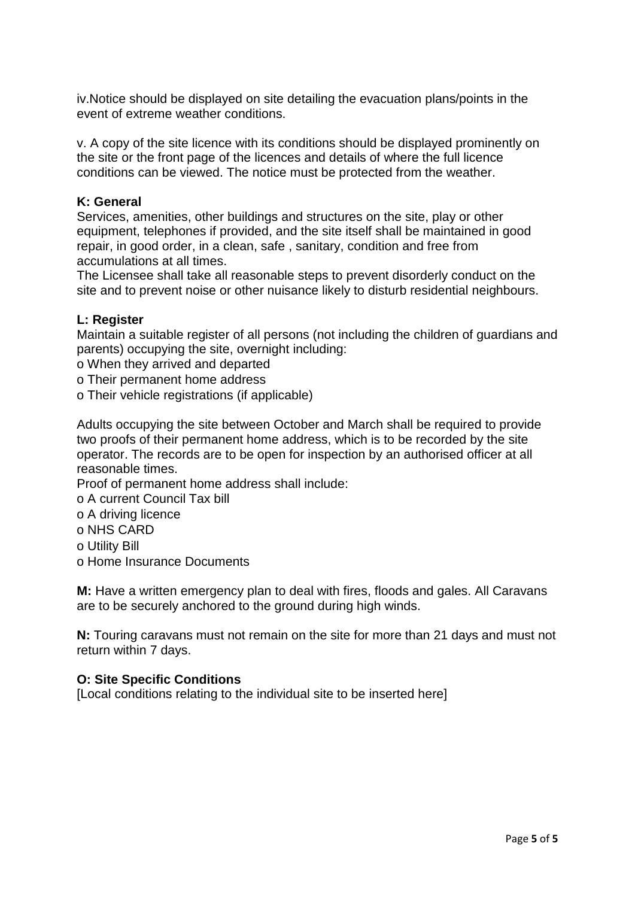iv.Notice should be displayed on site detailing the evacuation plans/points in the event of extreme weather conditions.

v. A copy of the site licence with its conditions should be displayed prominently on the site or the front page of the licences and details of where the full licence conditions can be viewed. The notice must be protected from the weather.

**K: General**

Services, amenities, other buildings and structures on the site, play or other equipment, telephones if provided, and the site itself shall be maintained in good repair, in good order, in a clean, safe , sanitary, condition and free from accumulations at all times.

The Licensee shall take all reasonable steps to prevent disorderly conduct on the site and to prevent noise or other nuisance likely to disturb residential neighbours.

**L: Register**

Maintain a suitable register of all persons (not including the children of guardians and parents) occupying the site, overnight including:

- o When they arrived and departed
- o Their permanent home address
- o Their vehicle registrations (if applicable)

Adults occupying the site between October and March shall be required to provide two proofs of their permanent home address, which is to be recorded by the site operator. The records are to be open for inspection by an authorised officer at all reasonable times.

Proof of permanent home address shall include:

- o A current Council Tax bill
- o A driving licence
- o NHS CARD
- o Utility Bill
- o Home Insurance Documents

**M:** Have a written emergency plan to deal with fires, floods and gales. All Caravans are to be securely anchored to the ground during high winds.

**N:** Touring caravans must not remain on the site for more than 21 days and must not return within 7 days.

**O: Site Specific Conditions**

[Local conditions relating to the individual site to be inserted here]